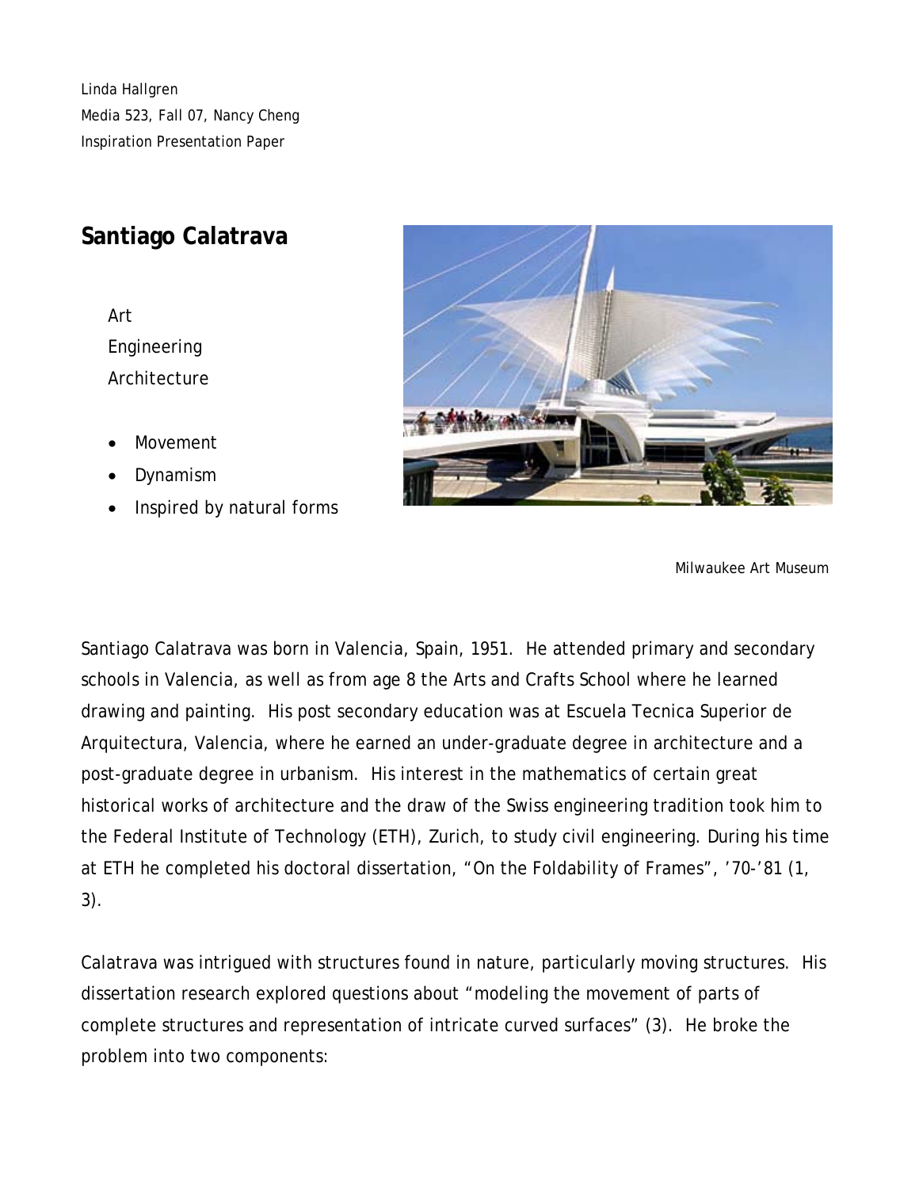Linda Hallgren
Media 523, Fall 07, Nancy Cheng
Inspiration Presentation Paper

## Santiago Calatrava

Art
Engineering
Architecture

- Movement
- Dynamism
- Inspired by natural forms

Milwaukee Art Museum

Santiago Calatrava was born in Valencia, Spain, 1951. He attended primary and secondary schools in Valencia, as well as from age 8 the Arts and Crafts School where he learned drawing and painting. His post secondary education was at Escuela Tecnica Superior de Arquitectura, Valencia, where he earned an under-graduate degree in architecture and a post-graduate degree in urbanism. His interest in the mathematics of certain great historical works of architecture and the draw of the Swiss engineering tradition took him to the Federal Institute of Technology (ETH), Zurich, to study civil engineering. During his time at ETH he completed his doctoral dissertation, "On the Foldability of Frames", '70-'81 (1, 3).

Calatrava was intrigued with structures found in nature, particularly moving structures. His dissertation research explored questions about "modeling the movement of parts of complete structures and representation of intricate curved surfaces" (3). He broke the problem into two components: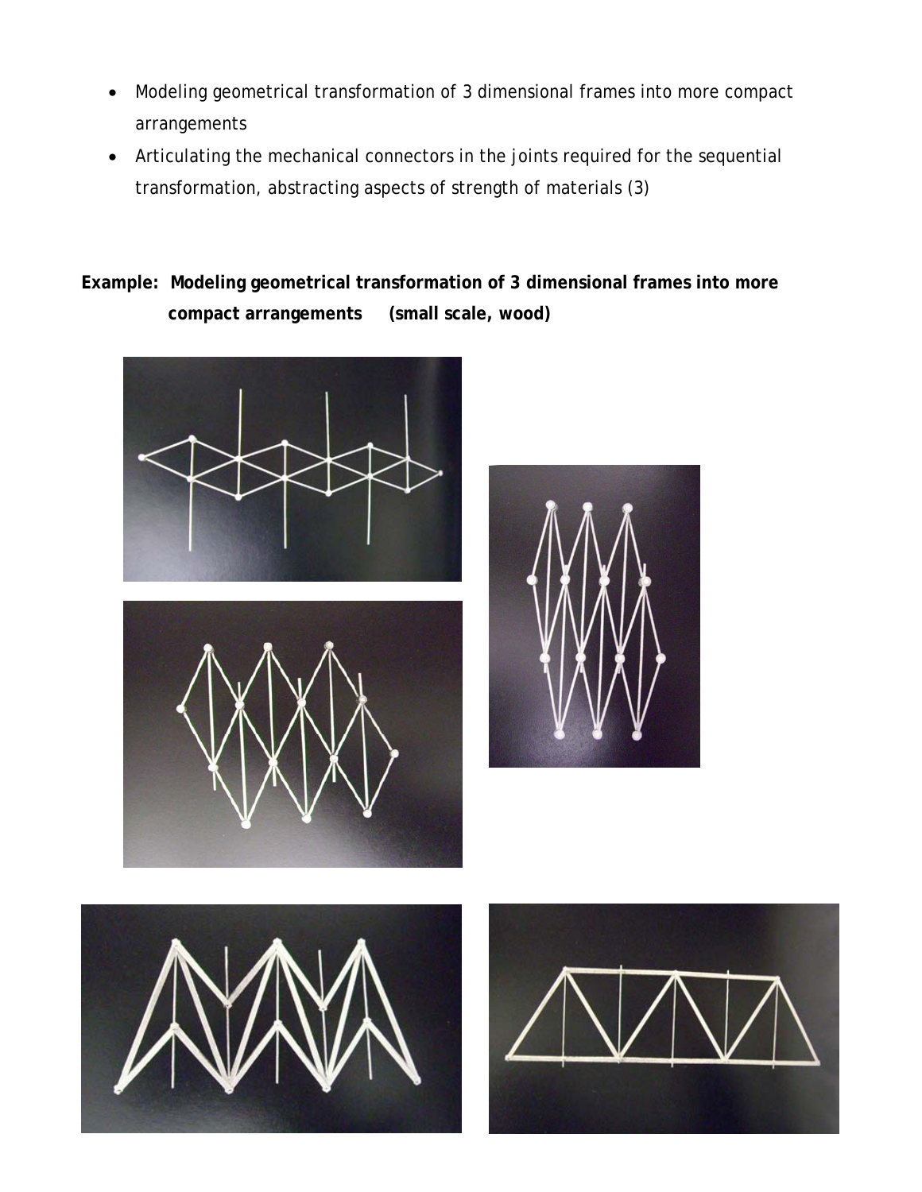- Modeling geometrical transformation of 3 dimensional frames into more compact arrangements
- Articulating the mechanical connectors in the joints required for the sequential transformation, abstracting aspects of strength of materials (3)

**Example: Modeling geometrical transformation of 3 dimensional frames into more compact arrangements (small scale, wood)**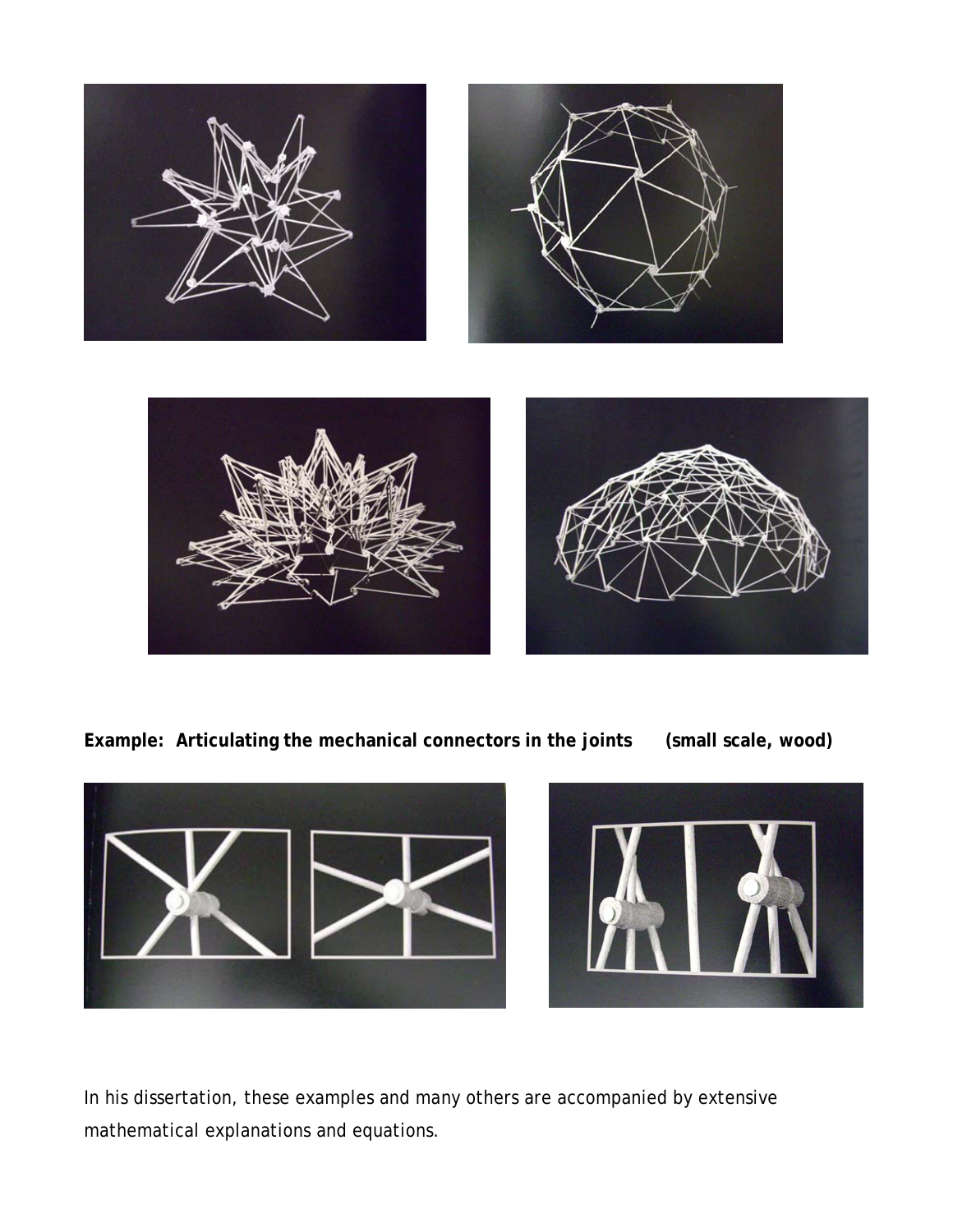**Example: Articulating the mechanical connectors in the joints (small scale, wood)**

In his dissertation, these examples and many others are accompanied by extensive mathematical explanations and equations.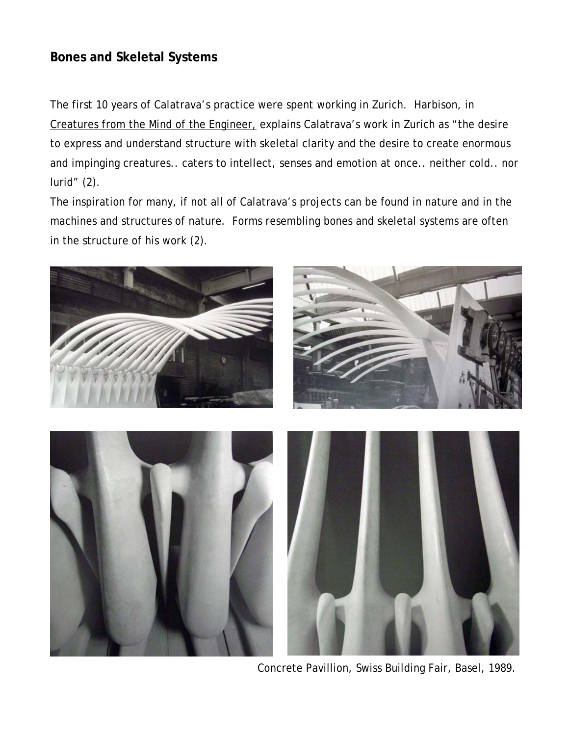## Bones and Skeletal Systems

The first 10 years of Calatrava's practice were spent working in Zurich. Harbison, in Creatures from the Mind of the Engineer, explains Calatrava's work in Zurich as "the desire to express and understand structure with skeletal clarity and the desire to create enormous and impinging creatures.. caters to intellect, senses and emotion at once.. neither cold.. nor lurid" (2).

The inspiration for many, if not all of Calatrava's projects can be found in nature and in the machines and structures of nature. Forms resembling bones and skeletal systems are often in the structure of his work (2).

Concrete Pavillion, Swiss Building Fair, Basel, 1989.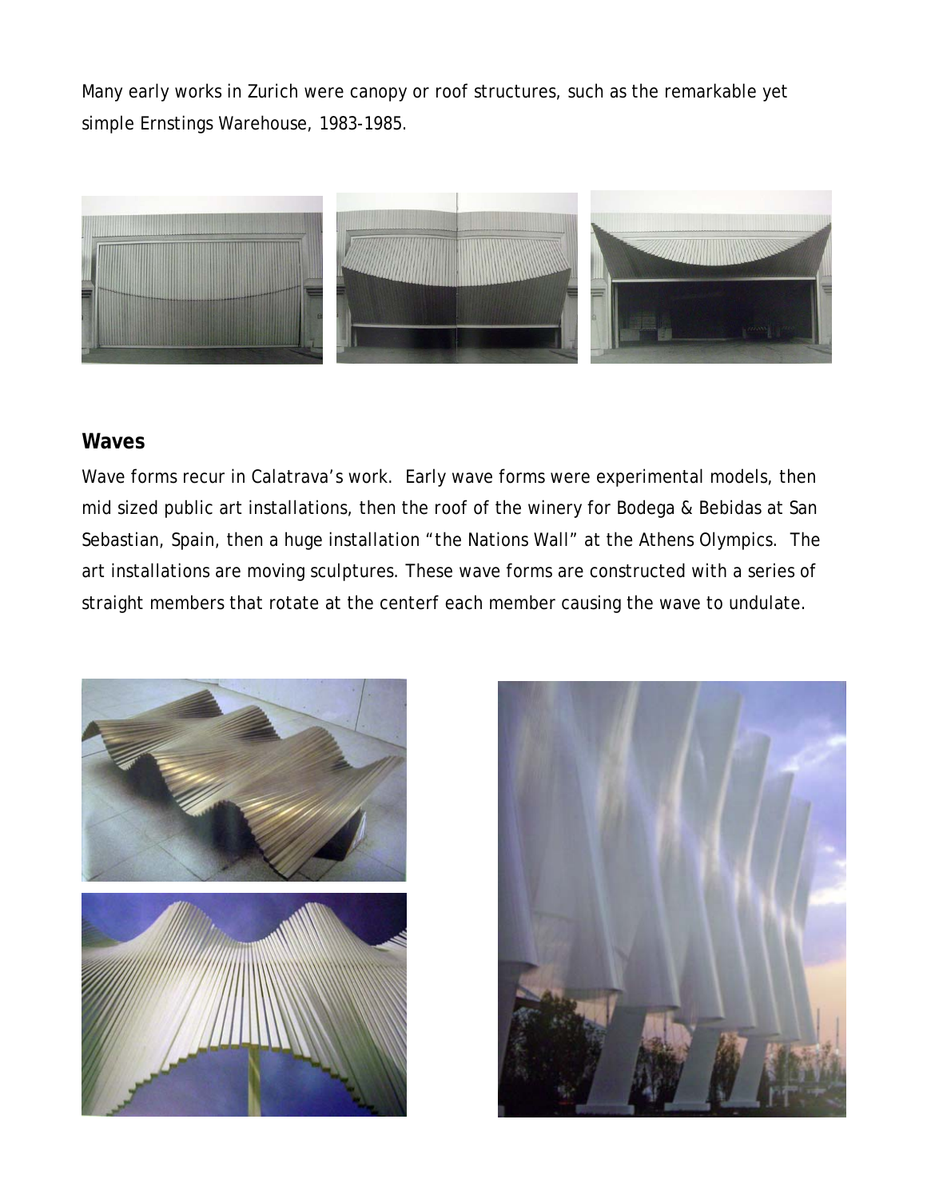Many early works in Zurich were canopy or roof structures, such as the remarkable yet simple Ernstings Warehouse, 1983-1985.

## Waves

Wave forms recur in Calatrava's work. Early wave forms were experimental models, then mid sized public art installations, then the roof of the winery for Bodega & Bebidas at San Sebastian, Spain, then a huge installation "the Nations Wall" at the Athens Olympics. The art installations are moving sculptures. These wave forms are constructed with a series of straight members that rotate at the centerf each member causing the wave to undulate.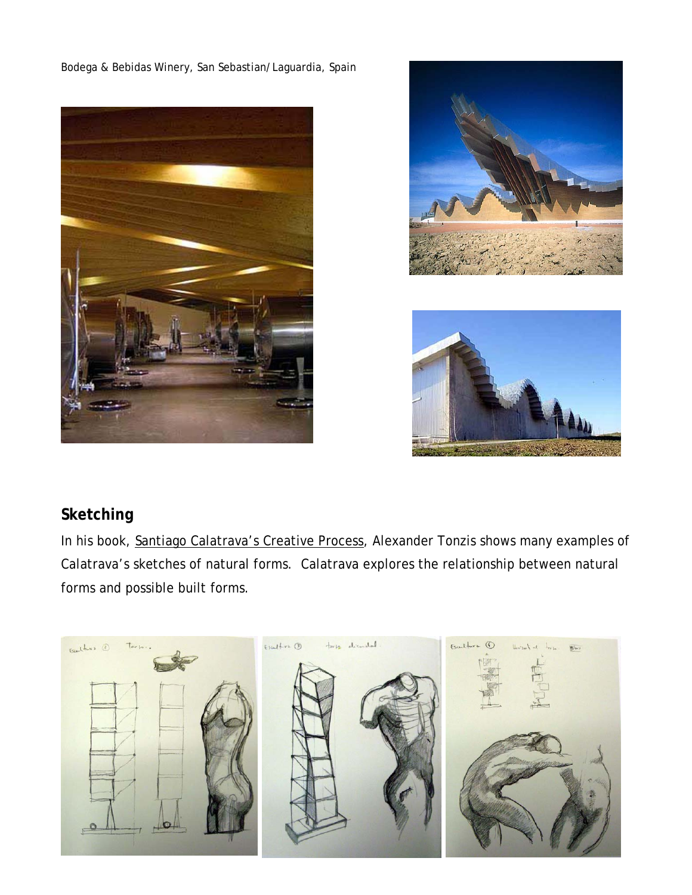Bodega & Bebidas Winery, San Sebastian/Laguardia, Spain

## Sketching

In his book, Santiago Calatrava's Creative Process, Alexander Tonzis shows many examples of Calatrava's sketches of natural forms. Calatrava explores the relationship between natural forms and possible built forms.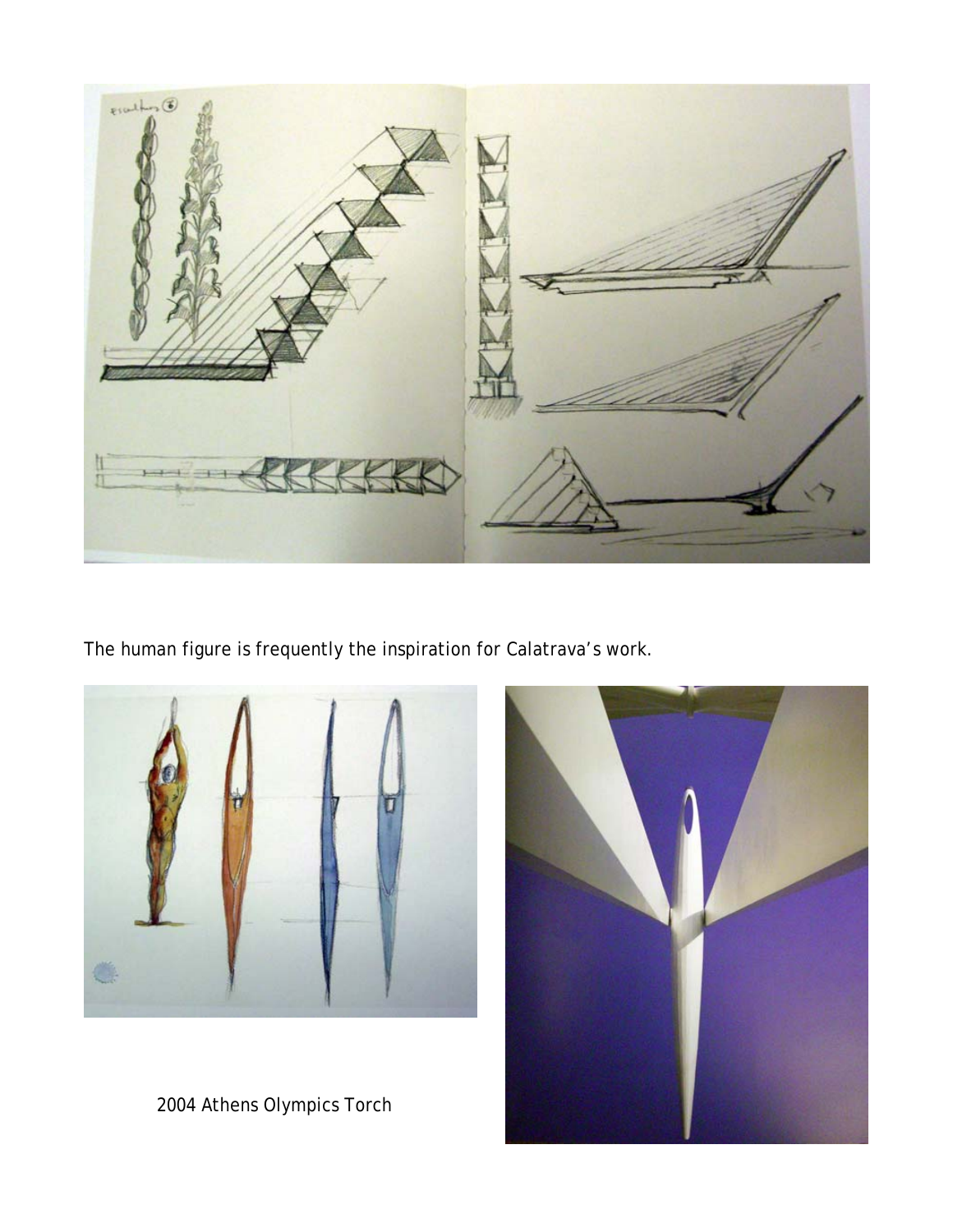The human figure is frequently the inspiration for Calatrava's work.

2004 Athens Olympics Torch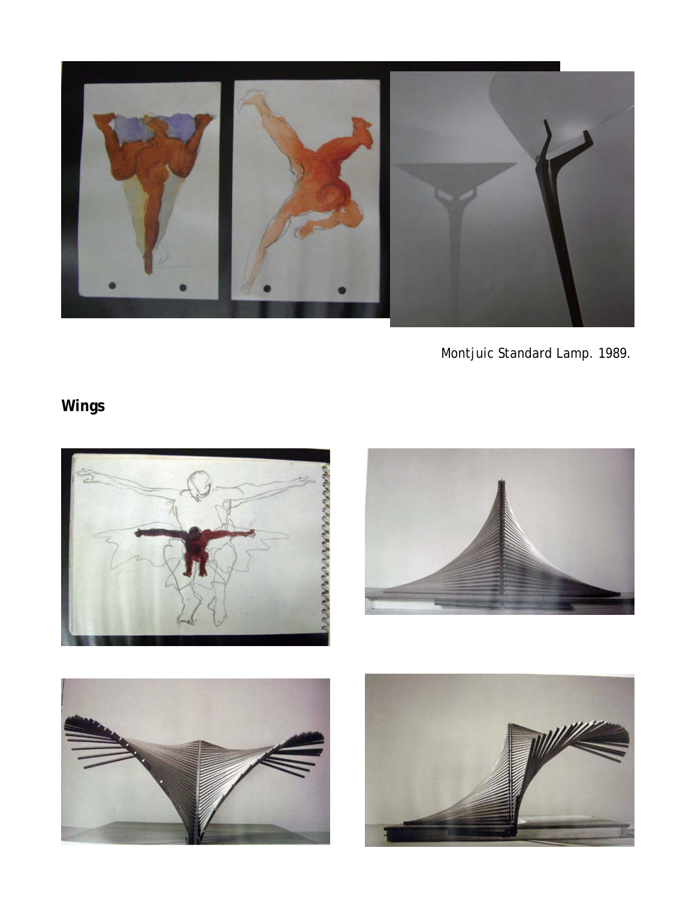Montjuic Standard Lamp. 1989.

## Wings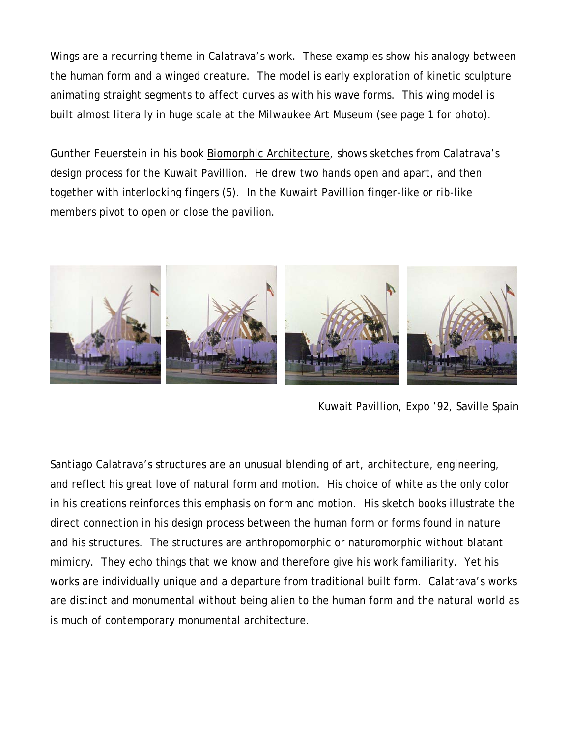Wings are a recurring theme in Calatrava's work. These examples show his analogy between the human form and a winged creature. The model is early exploration of kinetic sculpture animating straight segments to affect curves as with his wave forms. This wing model is built almost literally in huge scale at the Milwaukee Art Museum (see page 1 for photo).

Gunther Feuerstein in his book Biomorphic Architecture, shows sketches from Calatrava's design process for the Kuwait Pavillion. He drew two hands open and apart, and then together with interlocking fingers (5). In the Kuwairt Pavillion finger-like or rib-like members pivot to open or close the pavilion.

Kuwait Pavillion, Expo '92, Saville Spain

Santiago Calatrava's structures are an unusual blending of art, architecture, engineering, and reflect his great love of natural form and motion. His choice of white as the only color in his creations reinforces this emphasis on form and motion. His sketch books illustrate the direct connection in his design process between the human form or forms found in nature and his structures. The structures are anthropomorphic or naturomorphic without blatant mimicry. They echo things that we know and therefore give his work familiarity. Yet his works are individually unique and a departure from traditional built form. Calatrava's works are distinct and monumental without being alien to the human form and the natural world as is much of contemporary monumental architecture.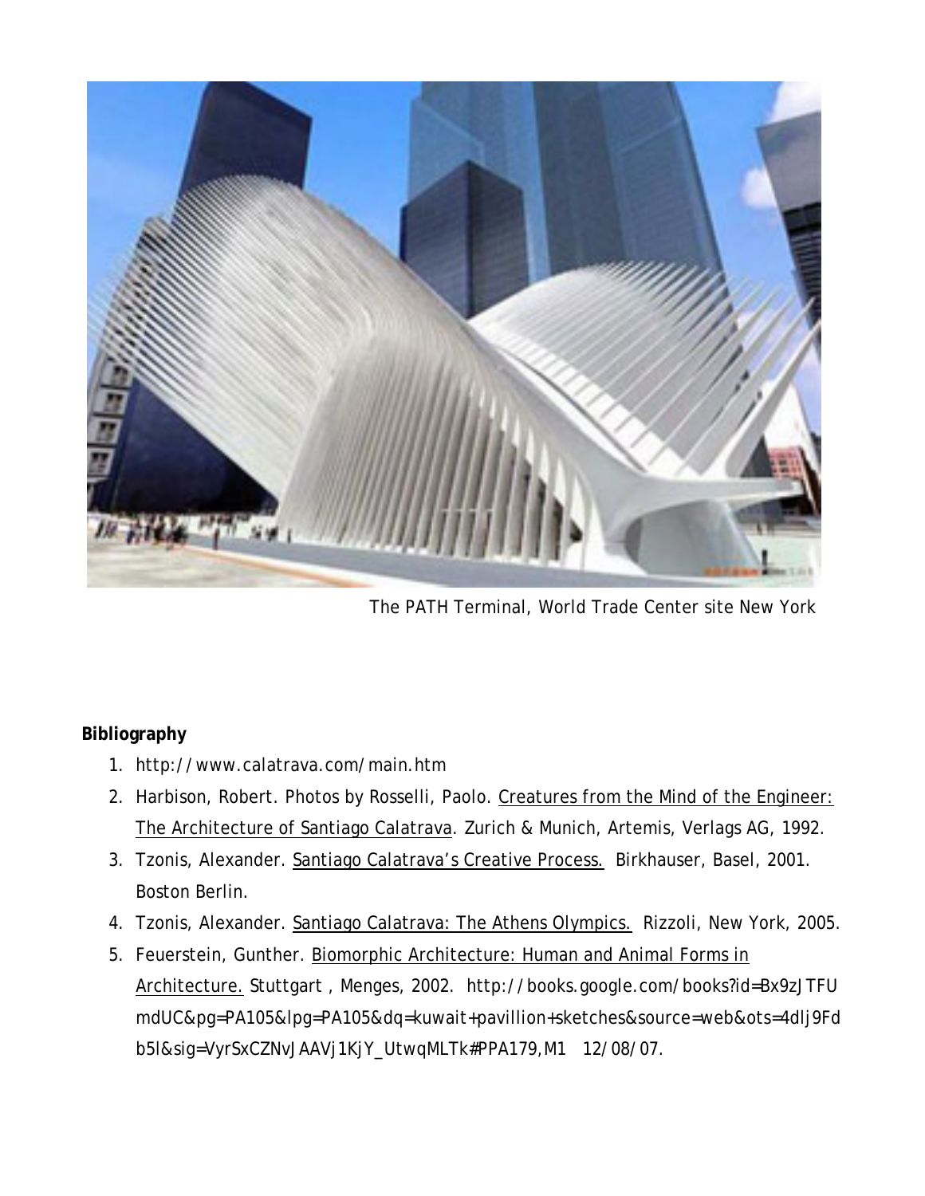The PATH Terminal, World Trade Center site New York

**Bibliography**

1. http://www.calatrava.com/main.htm
2. Harbison, Robert. Photos by Rosselli, Paolo. Creatures from the Mind of the Engineer: The Architecture of Santiago Calatrava. Zurich & Munich, Artemis, Verlags AG, 1992.
3. Tzonis, Alexander. Santiago Calatrava's Creative Process. Birkhauser, Basel, 2001. Boston Berlin.
4. Tzonis, Alexander. Santiago Calatrava: The Athens Olympics. Rizzoli, New York, 2005.
5. Feuerstein, Gunther. Biomorphic Architecture: Human and Animal Forms in Architecture. Stuttgart , Menges, 2002. http://books.google.com/books?id=Bx9zJTFUmdUC&pg=PA105&lpg=PA105&dq=kuwait+pavillion+sketches&source=web&ots=4dlj9Fdb5l&sig=VyrSxCZNvJAAVj1KjY_UtwqMLTk#PPA179,M1 12/08/07.